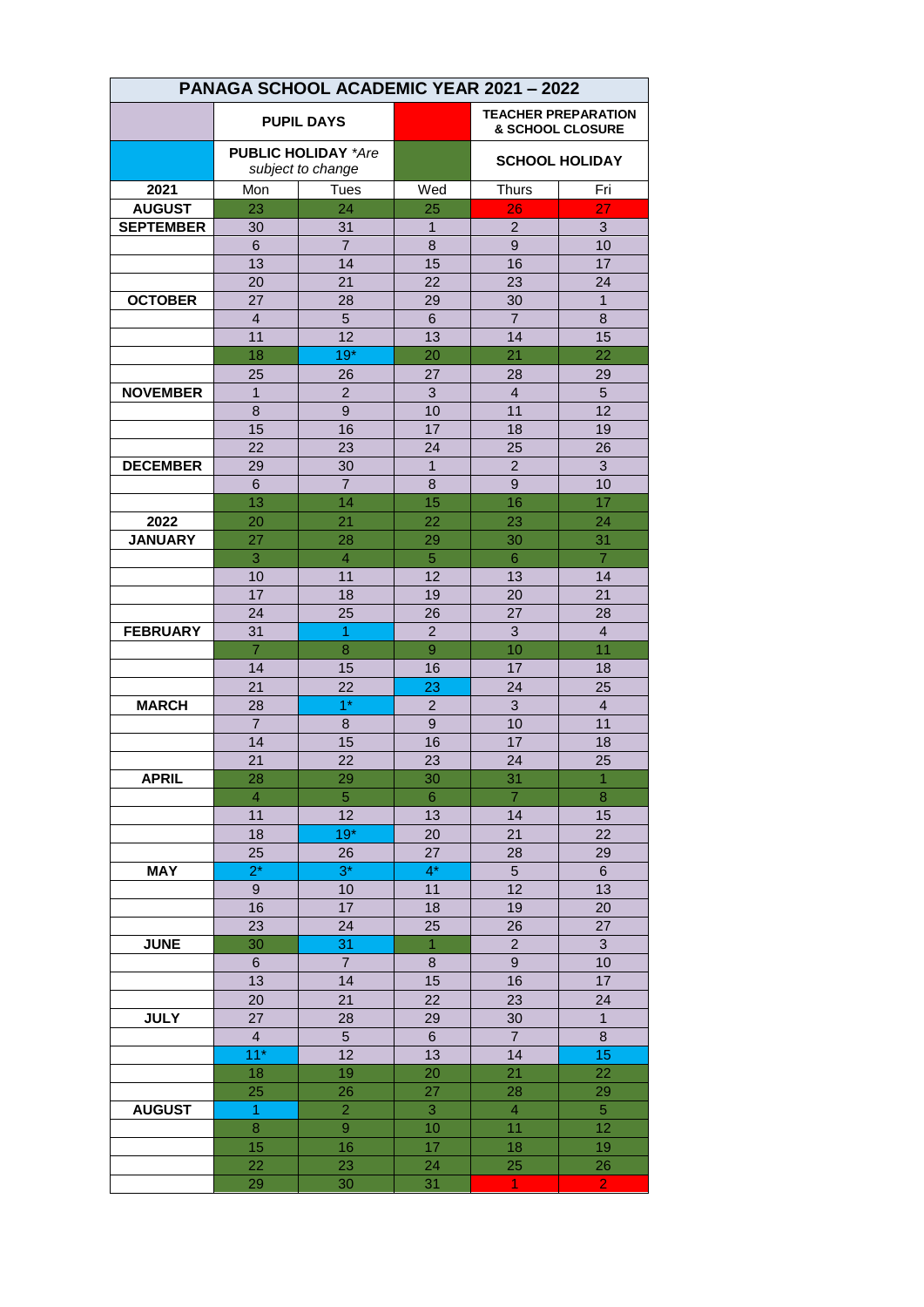| PANAGA SCHOOL ACADEMIC YEAR 2021 – 2022 | | | | | |
|---|---|---|---|---|---|
| | PUPIL DAYS | | | TEACHER PREPARATION & SCHOOL CLOSURE | |
| | PUBLIC HOLIDAY *Are subject to change* | | | SCHOOL HOLIDAY | |
| **2021** | Mon | Tues | Wed | Thurs | Fri |
| **AUGUST** | 23 | 24 | 25 | 26 | 27 |
| **SEPTEMBER** | 30 | 31 | 1 | 2 | 3 |
| | 6 | 7 | 8 | 9 | 10 |
| | 13 | 14 | 15 | 16 | 17 |
| | 20 | 21 | 22 | 23 | 24 |
| **OCTOBER** | 27 | 28 | 29 | 30 | 1 |
| | 4 | 5 | 6 | 7 | 8 |
| | 11 | 12 | 13 | 14 | 15 |
| | 18 | 19* | 20 | 21 | 22 |
| | 25 | 26 | 27 | 28 | 29 |
| **NOVEMBER** | 1 | 2 | 3 | 4 | 5 |
| | 8 | 9 | 10 | 11 | 12 |
| | 15 | 16 | 17 | 18 | 19 |
| | 22 | 23 | 24 | 25 | 26 |
| **DECEMBER** | 29 | 30 | 1 | 2 | 3 |
| | 6 | 7 | 8 | 9 | 10 |
| | 13 | 14 | 15 | 16 | 17 |
| **2022** | 20 | 21 | 22 | 23 | 24 |
| **JANUARY** | 27 | 28 | 29 | 30 | 31 |
| | 3 | 4 | 5 | 6 | 7 |
| | 10 | 11 | 12 | 13 | 14 |
| | 17 | 18 | 19 | 20 | 21 |
| | 24 | 25 | 26 | 27 | 28 |
| **FEBRUARY** | 31 | 1 | 2 | 3 | 4 |
| | 7 | 8 | 9 | 10 | 11 |
| | 14 | 15 | 16 | 17 | 18 |
| | 21 | 22 | 23 | 24 | 25 |
| **MARCH** | 28 | 1* | 2 | 3 | 4 |
| | 7 | 8 | 9 | 10 | 11 |
| | 14 | 15 | 16 | 17 | 18 |
| | 21 | 22 | 23 | 24 | 25 |
| **APRIL** | 28 | 29 | 30 | 31 | 1 |
| | 4 | 5 | 6 | 7 | 8 |
| | 11 | 12 | 13 | 14 | 15 |
| | 18 | 19* | 20 | 21 | 22 |
| | 25 | 26 | 27 | 28 | 29 |
| **MAY** | 2* | 3* | 4* | 5 | 6 |
| | 9 | 10 | 11 | 12 | 13 |
| | 16 | 17 | 18 | 19 | 20 |
| | 23 | 24 | 25 | 26 | 27 |
| **JUNE** | 30 | 31 | 1 | 2 | 3 |
| | 6 | 7 | 8 | 9 | 10 |
| | 13 | 14 | 15 | 16 | 17 |
| | 20 | 21 | 22 | 23 | 24 |
| **JULY** | 27 | 28 | 29 | 30 | 1 |
| | 4 | 5 | 6 | 7 | 8 |
| | 11* | 12 | 13 | 14 | 15 |
| | 18 | 19 | 20 | 21 | 22 |
| | 25 | 26 | 27 | 28 | 29 |
| **AUGUST** | 1 | 2 | 3 | 4 | 5 |
| | 8 | 9 | 10 | 11 | 12 |
| | 15 | 16 | 17 | 18 | 19 |
| | 22 | 23 | 24 | 25 | 26 |
| | 29 | 30 | 31 | 1 | 2 |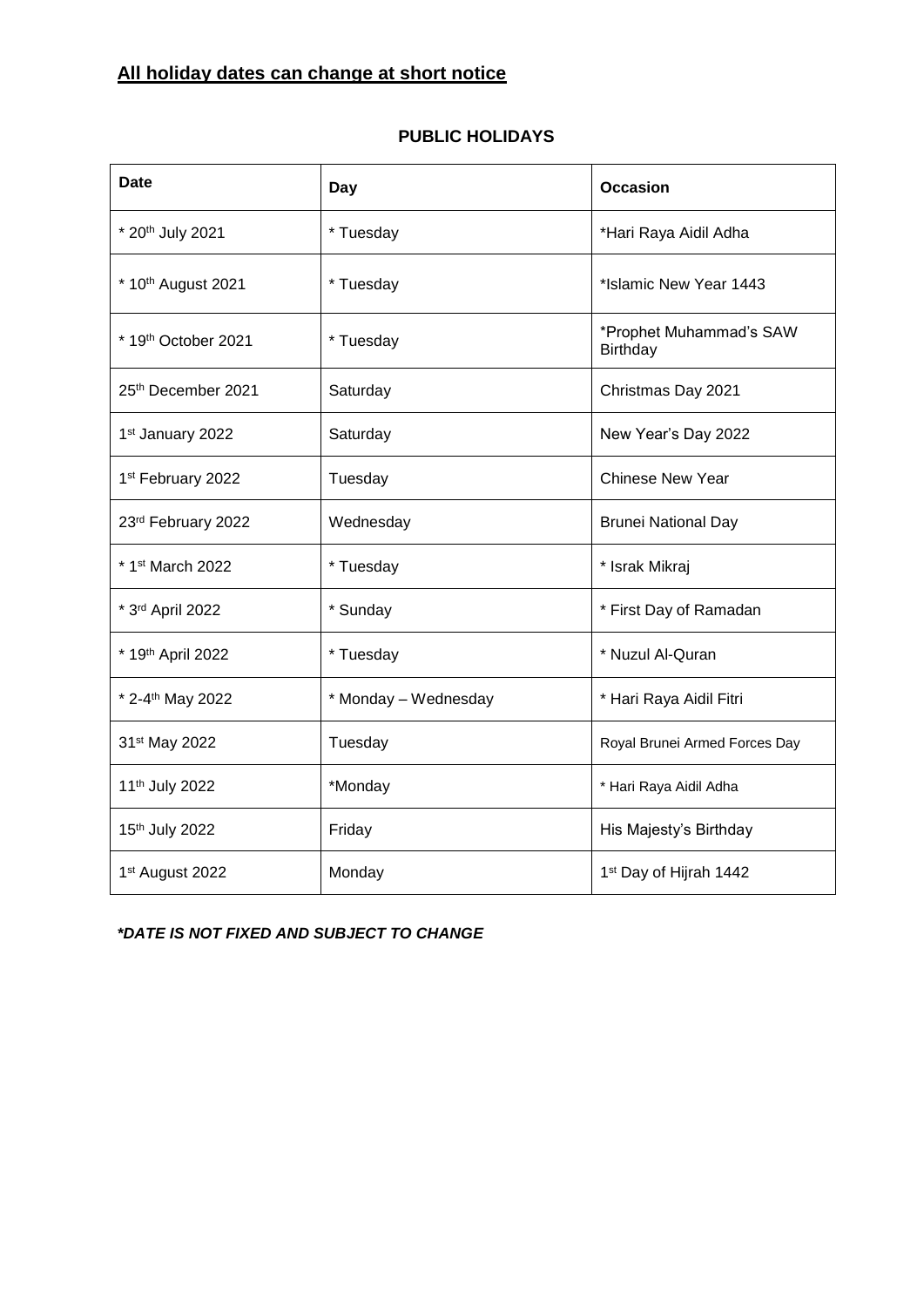**All holiday dates can change at short notice**

## PUBLIC HOLIDAYS

| Date | Day | Occasion |
|---|---|---|
| * 20th July 2021 | * Tuesday | *Hari Raya Aidil Adha |
| * 10th August 2021 | * Tuesday | *Islamic New Year 1443 |
| * 19th October 2021 | * Tuesday | *Prophet Muhammad's SAW Birthday |
| 25th December 2021 | Saturday | Christmas Day 2021 |
| 1st January 2022 | Saturday | New Year's Day 2022 |
| 1st February 2022 | Tuesday | Chinese New Year |
| 23rd February 2022 | Wednesday | Brunei National Day |
| * 1st March 2022 | * Tuesday | * Israk Mikraj |
| * 3rd April 2022 | * Sunday | * First Day of Ramadan |
| * 19th April 2022 | * Tuesday | * Nuzul Al-Quran |
| * 2-4th May 2022 | * Monday – Wednesday | * Hari Raya Aidil Fitri |
| 31st May 2022 | Tuesday | Royal Brunei Armed Forces Day |
| 11th July 2022 | *Monday | * Hari Raya Aidil Adha |
| 15th July 2022 | Friday | His Majesty's Birthday |
| 1st August 2022 | Monday | 1st Day of Hijrah 1442 |

***DATE IS NOT FIXED AND SUBJECT TO CHANGE**